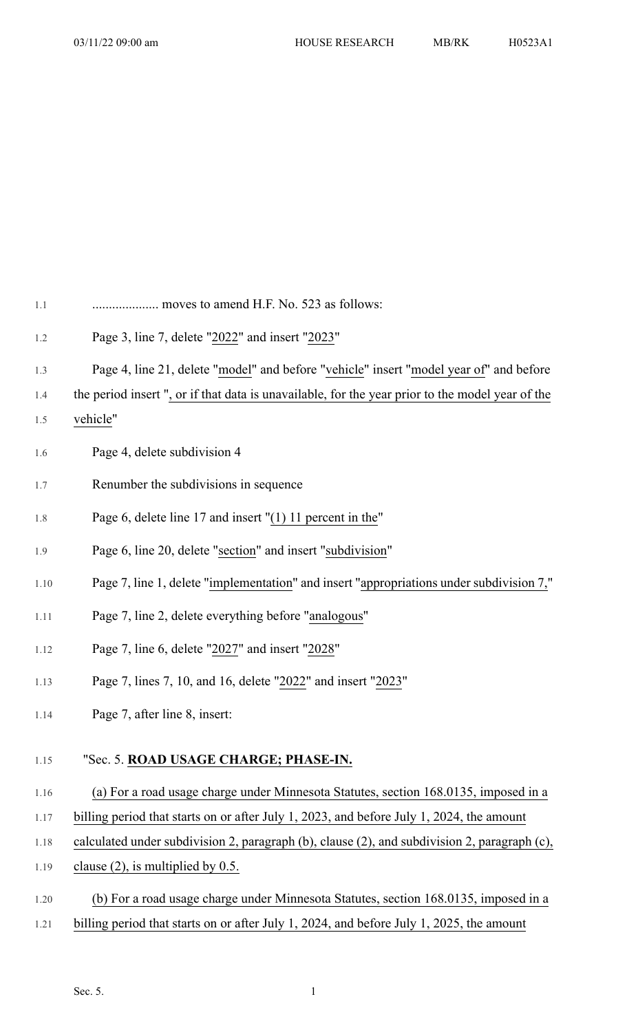.................... moves to amend H.F. No. 523 as follows:

Page 3, line 7, delete "2022" and insert "2023"

Page 4, line 21, delete "model" and before "vehicle" insert "model year of" and before the period insert ", or if that data is unavailable, for the year prior to the model year of the vehicle"

Page 4, delete subdivision 4

Renumber the subdivisions in sequence

Page 6, delete line 17 and insert "(1) 11 percent in the"

Page 6, line 20, delete "section" and insert "subdivision"

Page 7, line 1, delete "implementation" and insert "appropriations under subdivision 7,"

Page 7, line 2, delete everything before "analogous"

Page 7, line 6, delete "2027" and insert "2028"

Page 7, lines 7, 10, and 16, delete "2022" and insert "2023"

Page 7, after line 8, insert:

"Sec. 5. **ROAD USAGE CHARGE; PHASE-IN.**

(a) For a road usage charge under Minnesota Statutes, section 168.0135, imposed in a billing period that starts on or after July 1, 2023, and before July 1, 2024, the amount calculated under subdivision 2, paragraph (b), clause (2), and subdivision 2, paragraph (c), clause (2), is multiplied by 0.5.

(b) For a road usage charge under Minnesota Statutes, section 168.0135, imposed in a billing period that starts on or after July 1, 2024, and before July 1, 2025, the amount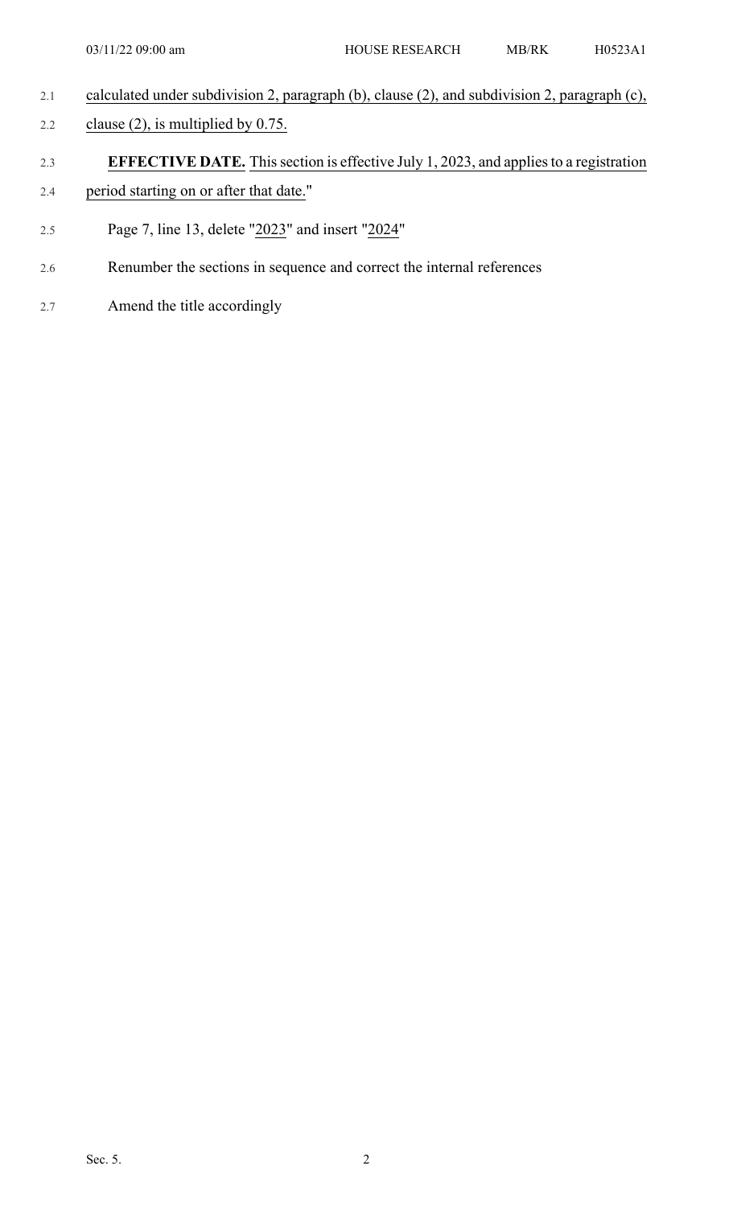calculated under subdivision 2, paragraph (b), clause (2), and subdivision 2, paragraph (c), clause (2), is multiplied by 0.75.

**EFFECTIVE DATE.** This section is effective July 1, 2023, and applies to a registration period starting on or after that date."

Page 7, line 13, delete "2023" and insert "2024"

Renumber the sections in sequence and correct the internal references

Amend the title accordingly